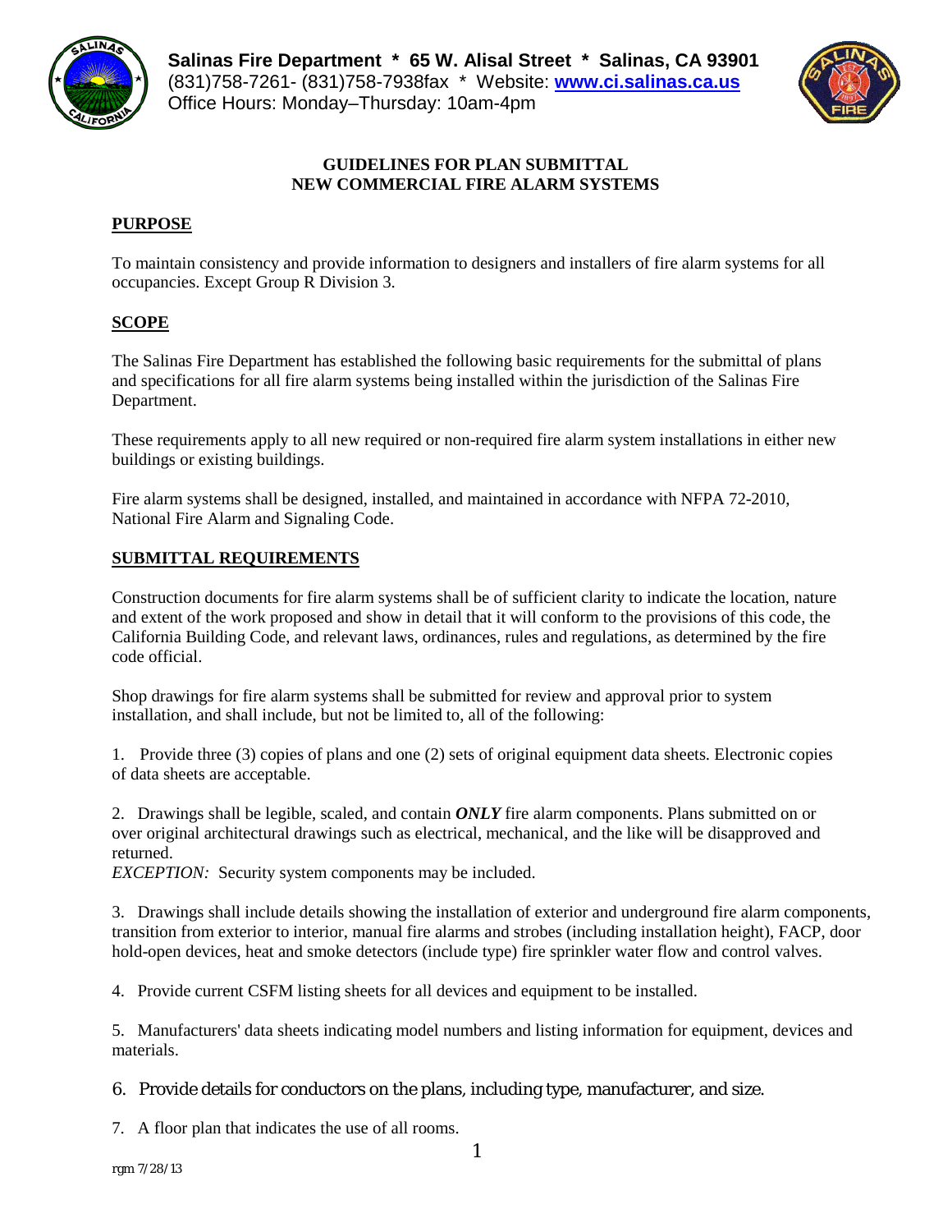**Salinas Fire Department * 65 W. Alisal Street * Salinas, CA 93901**
(831)758-7261- (831)758-7938fax * Website: **www.ci.salinas.ca.us**
Office Hours: Monday–Thursday: 10am-4pm

# GUIDELINES FOR PLAN SUBMITTAL
# NEW COMMERCIAL FIRE ALARM SYSTEMS

## PURPOSE

To maintain consistency and provide information to designers and installers of fire alarm systems for all occupancies. Except Group R Division 3.

## SCOPE

The Salinas Fire Department has established the following basic requirements for the submittal of plans and specifications for all fire alarm systems being installed within the jurisdiction of the Salinas Fire Department.

These requirements apply to all new required or non-required fire alarm system installations in either new buildings or existing buildings.

Fire alarm systems shall be designed, installed, and maintained in accordance with NFPA 72-2010, National Fire Alarm and Signaling Code.

## SUBMITTAL REQUIREMENTS

Construction documents for fire alarm systems shall be of sufficient clarity to indicate the location, nature and extent of the work proposed and show in detail that it will conform to the provisions of this code, the California Building Code, and relevant laws, ordinances, rules and regulations, as determined by the fire code official.

Shop drawings for fire alarm systems shall be submitted for review and approval prior to system installation, and shall include, but not be limited to, all of the following:

1. Provide three (3) copies of plans and one (2) sets of original equipment data sheets. Electronic copies of data sheets are acceptable.

2. Drawings shall be legible, scaled, and contain ***ONLY*** fire alarm components. Plans submitted on or over original architectural drawings such as electrical, mechanical, and the like will be disapproved and returned.
*EXCEPTION:* Security system components may be included.

3. Drawings shall include details showing the installation of exterior and underground fire alarm components, transition from exterior to interior, manual fire alarms and strobes (including installation height), FACP, door hold-open devices, heat and smoke detectors (include type) fire sprinkler water flow and control valves.

4. Provide current CSFM listing sheets for all devices and equipment to be installed.

5. Manufacturers' data sheets indicating model numbers and listing information for equipment, devices and materials.

6. Provide details for conductors on the plans, including type, manufacturer, and size.

7. A floor plan that indicates the use of all rooms.

rgm 7/28/13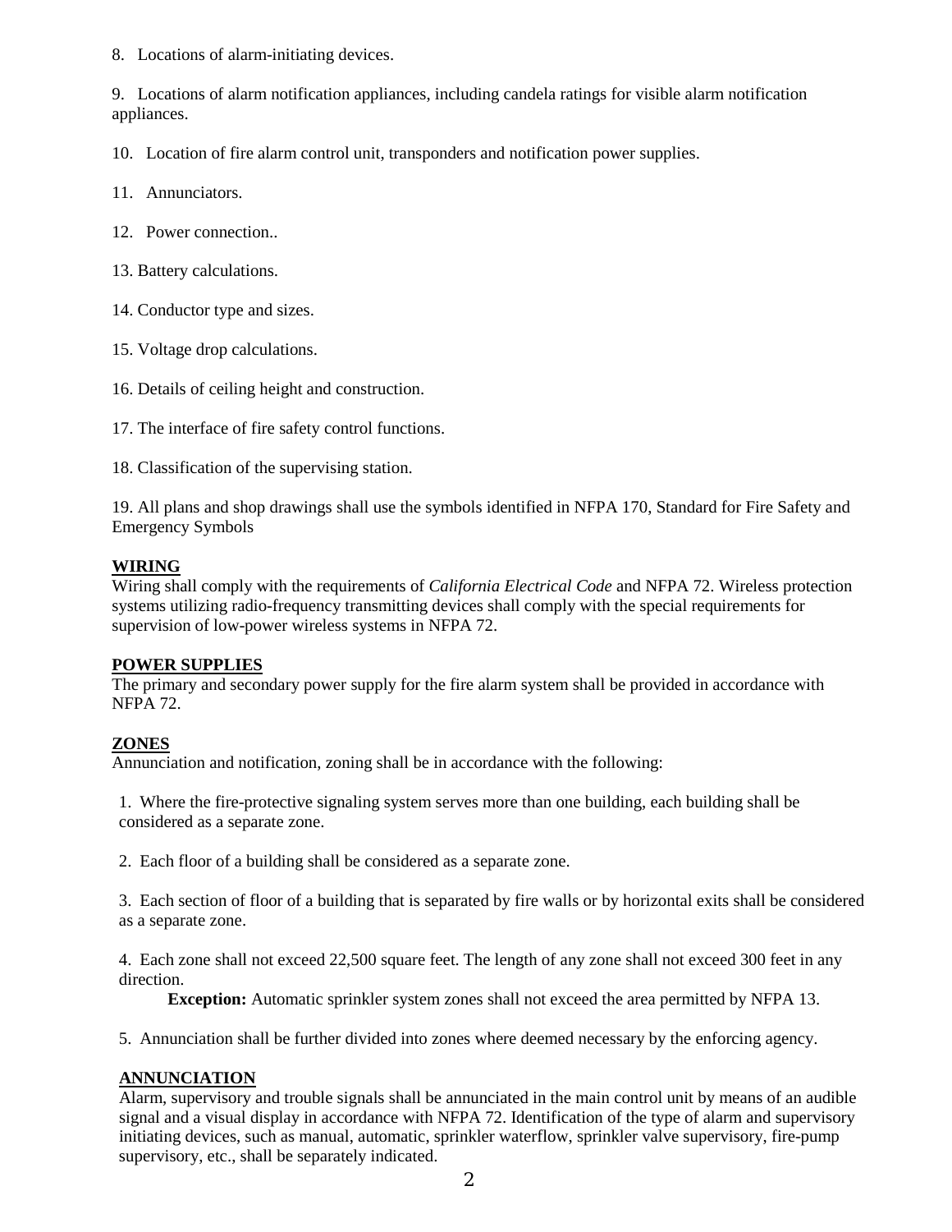8. Locations of alarm-initiating devices.

9. Locations of alarm notification appliances, including candela ratings for visible alarm notification appliances.

10. Location of fire alarm control unit, transponders and notification power supplies.

11. Annunciators.

12. Power connection..

13. Battery calculations.

14. Conductor type and sizes.

15. Voltage drop calculations.

16. Details of ceiling height and construction.

17. The interface of fire safety control functions.

18. Classification of the supervising station.

19. All plans and shop drawings shall use the symbols identified in NFPA 170, Standard for Fire Safety and Emergency Symbols

## WIRING

Wiring shall comply with the requirements of *California Electrical Code* and NFPA 72. Wireless protection systems utilizing radio-frequency transmitting devices shall comply with the special requirements for supervision of low-power wireless systems in NFPA 72.

## POWER SUPPLIES

The primary and secondary power supply for the fire alarm system shall be provided in accordance with NFPA 72.

## ZONES

Annunciation and notification, zoning shall be in accordance with the following:

1. Where the fire-protective signaling system serves more than one building, each building shall be considered as a separate zone.

2. Each floor of a building shall be considered as a separate zone.

3. Each section of floor of a building that is separated by fire walls or by horizontal exits shall be considered as a separate zone.

4. Each zone shall not exceed 22,500 square feet. The length of any zone shall not exceed 300 feet in any direction.

   **Exception:** Automatic sprinkler system zones shall not exceed the area permitted by NFPA 13.

5. Annunciation shall be further divided into zones where deemed necessary by the enforcing agency.

## ANNUNCIATION

Alarm, supervisory and trouble signals shall be annunciated in the main control unit by means of an audible signal and a visual display in accordance with NFPA 72. Identification of the type of alarm and supervisory initiating devices, such as manual, automatic, sprinkler waterflow, sprinkler valve supervisory, fire-pump supervisory, etc., shall be separately indicated.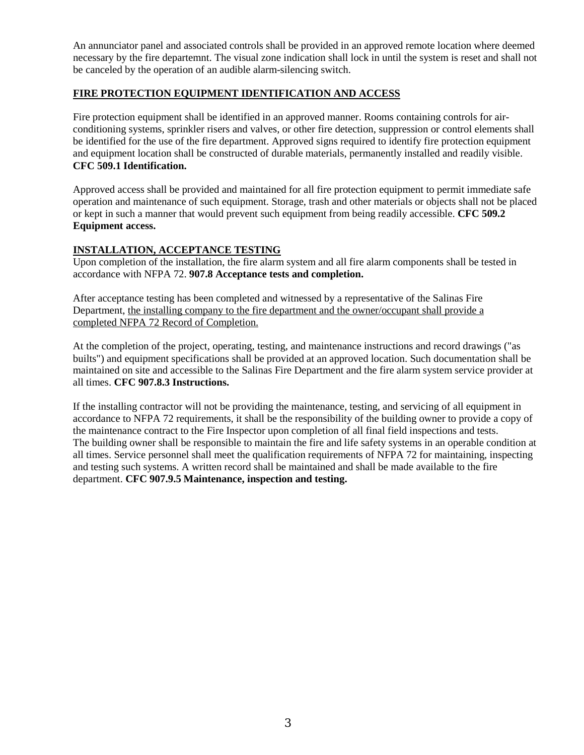An annunciator panel and associated controls shall be provided in an approved remote location where deemed necessary by the fire departemnt. The visual zone indication shall lock in until the system is reset and shall not be canceled by the operation of an audible alarm-silencing switch.

## FIRE PROTECTION EQUIPMENT IDENTIFICATION AND ACCESS

Fire protection equipment shall be identified in an approved manner. Rooms containing controls for air-conditioning systems, sprinkler risers and valves, or other fire detection, suppression or control elements shall be identified for the use of the fire department. Approved signs required to identify fire protection equipment and equipment location shall be constructed of durable materials, permanently installed and readily visible. **CFC 509.1 Identification.**

Approved access shall be provided and maintained for all fire protection equipment to permit immediate safe operation and maintenance of such equipment. Storage, trash and other materials or objects shall not be placed or kept in such a manner that would prevent such equipment from being readily accessible. **CFC 509.2 Equipment access.**

## INSTALLATION, ACCEPTANCE TESTING

Upon completion of the installation, the fire alarm system and all fire alarm components shall be tested in accordance with NFPA 72. **907.8 Acceptance tests and completion.**

After acceptance testing has been completed and witnessed by a representative of the Salinas Fire Department, the installing company to the fire department and the owner/occupant shall provide a completed NFPA 72 Record of Completion.

At the completion of the project, operating, testing, and maintenance instructions and record drawings ("as builts") and equipment specifications shall be provided at an approved location. Such documentation shall be maintained on site and accessible to the Salinas Fire Department and the fire alarm system service provider at all times. **CFC 907.8.3 Instructions.**

If the installing contractor will not be providing the maintenance, testing, and servicing of all equipment in accordance to NFPA 72 requirements, it shall be the responsibility of the building owner to provide a copy of the maintenance contract to the Fire Inspector upon completion of all final field inspections and tests. The building owner shall be responsible to maintain the fire and life safety systems in an operable condition at all times. Service personnel shall meet the qualification requirements of NFPA 72 for maintaining, inspecting and testing such systems. A written record shall be maintained and shall be made available to the fire department. **CFC 907.9.5 Maintenance, inspection and testing.**